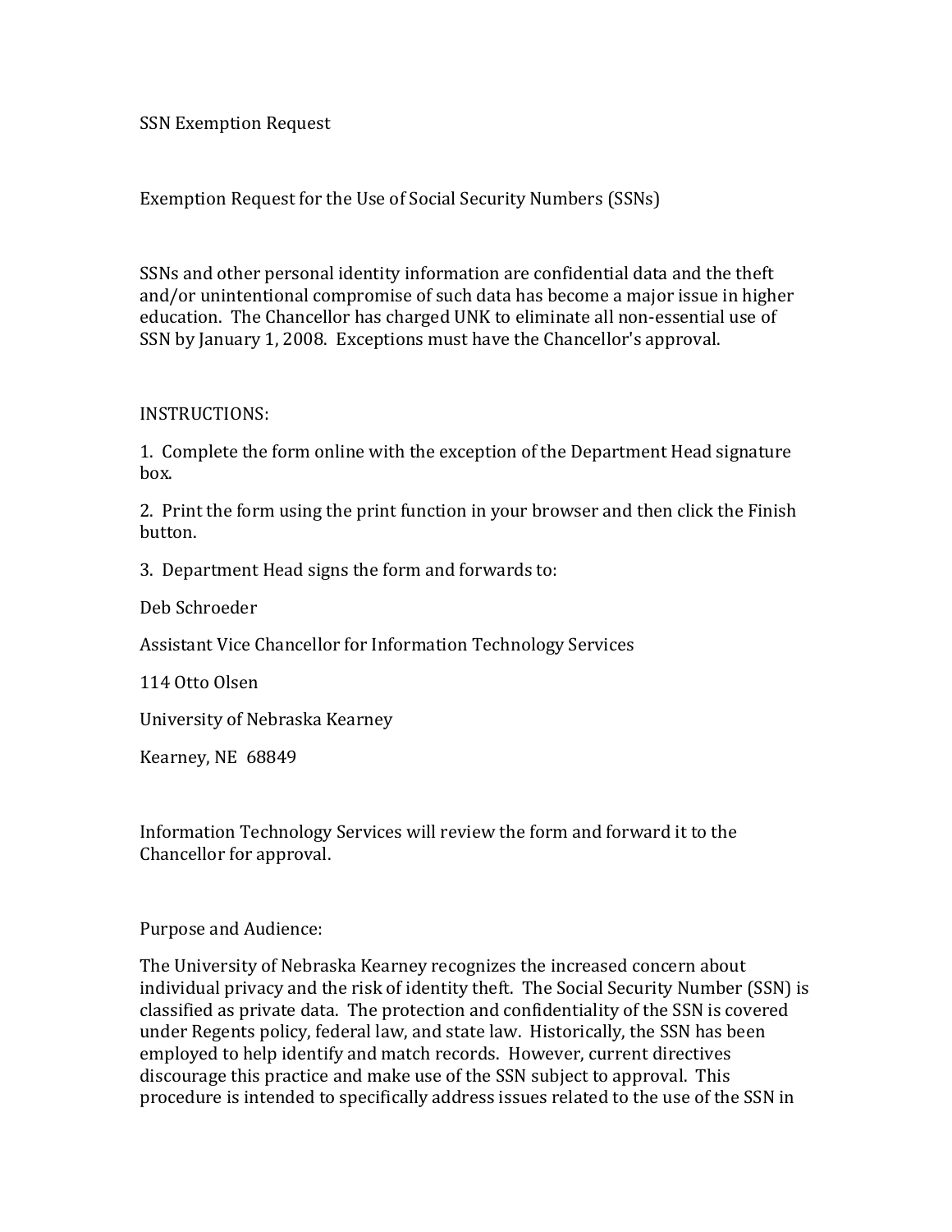# SSN Exemption Request

## Exemption Request for the Use of Social Security Numbers (SSNs)

SSNs and other personal identity information are confidential data and the theft and/or unintentional compromise of such data has become a major issue in higher education. The Chancellor has charged UNK to eliminate all non-essential use of SSN by January 1, 2008. Exceptions must have the Chancellor's approval.

INSTRUCTIONS:

1. Complete the form online with the exception of the Department Head signature box.

2. Print the form using the print function in your browser and then click the Finish button.

3. Department Head signs the form and forwards to:

Deb Schroeder

Assistant Vice Chancellor for Information Technology Services

114 Otto Olsen

University of Nebraska Kearney

Kearney, NE 68849

Information Technology Services will review the form and forward it to the Chancellor for approval.

Purpose and Audience:

The University of Nebraska Kearney recognizes the increased concern about individual privacy and the risk of identity theft. The Social Security Number (SSN) is classified as private data. The protection and confidentiality of the SSN is covered under Regents policy, federal law, and state law. Historically, the SSN has been employed to help identify and match records. However, current directives discourage this practice and make use of the SSN subject to approval. This procedure is intended to specifically address issues related to the use of the SSN in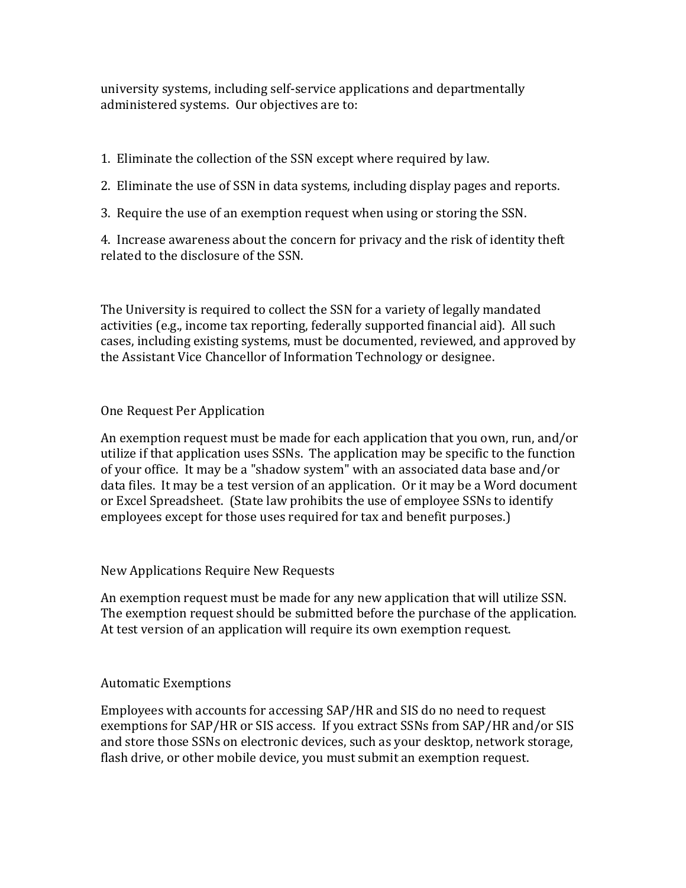university systems, including self-service applications and departmentally administered systems. Our objectives are to:

1. Eliminate the collection of the SSN except where required by law.
2. Eliminate the use of SSN in data systems, including display pages and reports.
3. Require the use of an exemption request when using or storing the SSN.
4. Increase awareness about the concern for privacy and the risk of identity theft related to the disclosure of the SSN.

The University is required to collect the SSN for a variety of legally mandated activities (e.g., income tax reporting, federally supported financial aid). All such cases, including existing systems, must be documented, reviewed, and approved by the Assistant Vice Chancellor of Information Technology or designee.

### One Request Per Application

An exemption request must be made for each application that you own, run, and/or utilize if that application uses SSNs. The application may be specific to the function of your office. It may be a "shadow system" with an associated data base and/or data files. It may be a test version of an application. Or it may be a Word document or Excel Spreadsheet. (State law prohibits the use of employee SSNs to identify employees except for those uses required for tax and benefit purposes.)

### New Applications Require New Requests

An exemption request must be made for any new application that will utilize SSN. The exemption request should be submitted before the purchase of the application. At test version of an application will require its own exemption request.

### Automatic Exemptions

Employees with accounts for accessing SAP/HR and SIS do no need to request exemptions for SAP/HR or SIS access. If you extract SSNs from SAP/HR and/or SIS and store those SSNs on electronic devices, such as your desktop, network storage, flash drive, or other mobile device, you must submit an exemption request.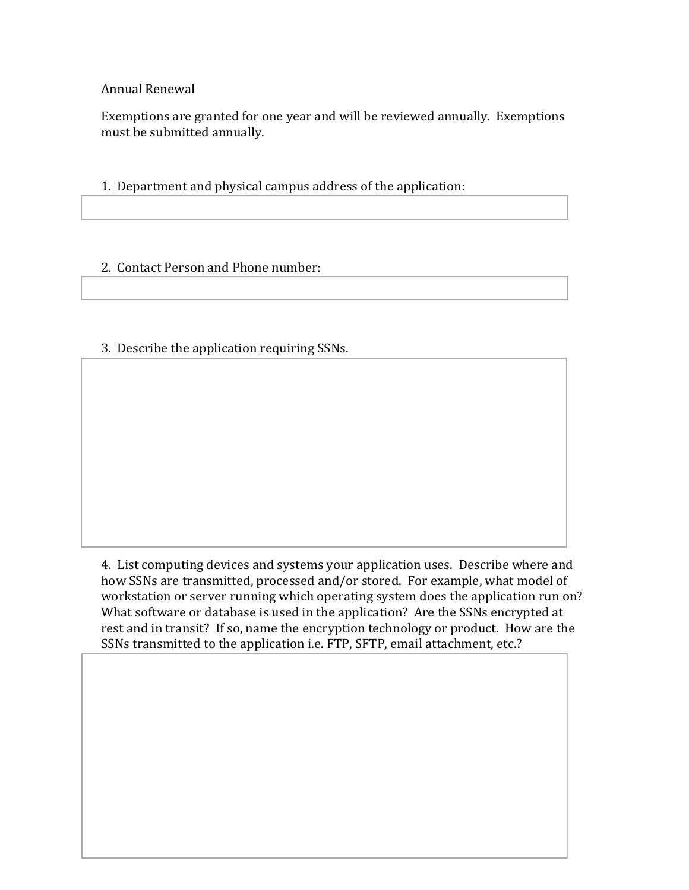Annual Renewal

Exemptions are granted for one year and will be reviewed annually. Exemptions must be submitted annually.

1. Department and physical campus address of the application:

2. Contact Person and Phone number:

3. Describe the application requiring SSNs.

4. List computing devices and systems your application uses. Describe where and how SSNs are transmitted, processed and/or stored. For example, what model of workstation or server running which operating system does the application run on? What software or database is used in the application? Are the SSNs encrypted at rest and in transit? If so, name the encryption technology or product. How are the SSNs transmitted to the application i.e. FTP, SFTP, email attachment, etc.?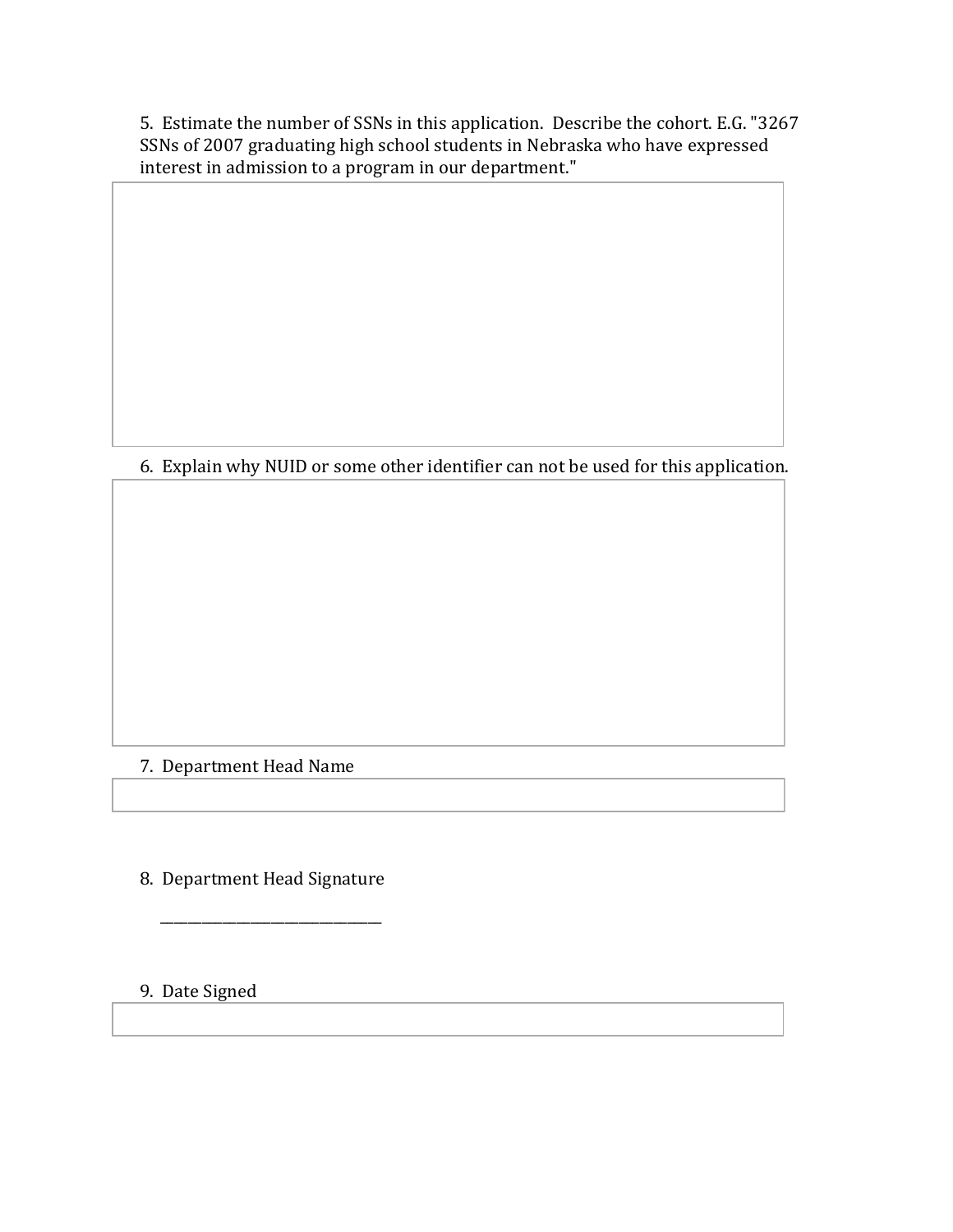5. Estimate the number of SSNs in this application. Describe the cohort. E.G. "3267 SSNs of 2007 graduating high school students in Nebraska who have expressed interest in admission to a program in our department."

6. Explain why NUID or some other identifier can not be used for this application.

7. Department Head Name

8. Department Head Signature

_______________________________

9. Date Signed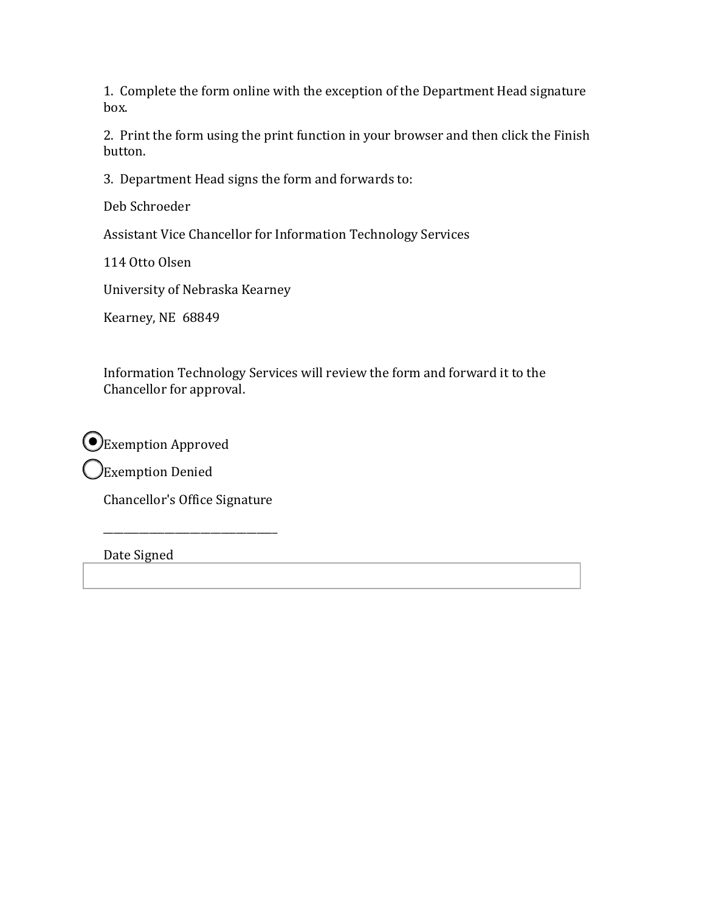1. Complete the form online with the exception of the Department Head signature box.

2. Print the form using the print function in your browser and then click the Finish button.

3. Department Head signs the form and forwards to:

Deb Schroeder

Assistant Vice Chancellor for Information Technology Services

114 Otto Olsen

University of Nebraska Kearney

Kearney, NE 68849

Information Technology Services will review the form and forward it to the Chancellor for approval.

◉ Exemption Approved

○ Exemption Denied

Chancellor's Office Signature

\_\_\_\_\_\_\_\_\_\_\_\_\_\_\_\_\_\_\_\_\_\_\_\_\_\_\_\_\_\_\_\_

Date Signed